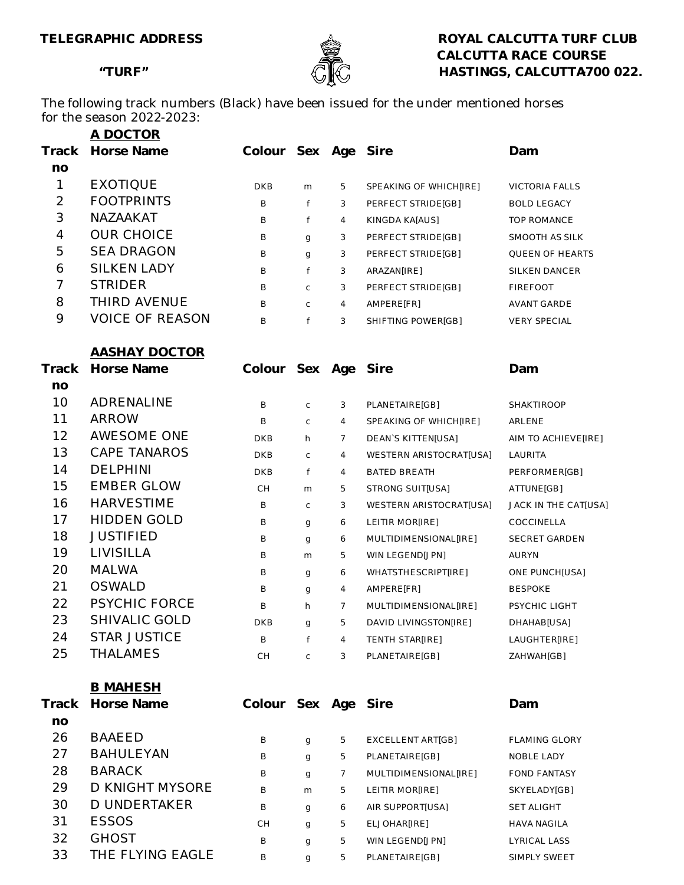**TELEGRAPHIC ADDRESS**

**"TURF"**

**ROYAL CALCUTTA TURF CLUB**
**CALCUTTA RACE COURSE**
**HASTINGS, CALCUTTA700 022.**

The following track numbers (Black) have been issued for the under mentioned horses for the season 2022-2023:

**A DOCTOR**

| Track no | Horse Name | Colour | Sex | Age | Sire | Dam |
|---|---|---|---|---|---|---|
| 1 | EXOTIQUE | DKB | m | 5 | SPEAKING OF WHICH[IRE] | VICTORIA FALLS |
| 2 | FOOTPRINTS | B | f | 3 | PERFECT STRIDE[GB] | BOLD LEGACY |
| 3 | NAZAAKAT | B | f | 4 | KINGDA KA[AUS] | TOP ROMANCE |
| 4 | OUR CHOICE | B | g | 3 | PERFECT STRIDE[GB] | SMOOTH AS SILK |
| 5 | SEA DRAGON | B | g | 3 | PERFECT STRIDE[GB] | QUEEN OF HEARTS |
| 6 | SILKEN LADY | B | f | 3 | ARAZAN[IRE] | SILKEN DANCER |
| 7 | STRIDER | B | c | 3 | PERFECT STRIDE[GB] | FIREFOOT |
| 8 | THIRD AVENUE | B | c | 4 | AMPERE[FR] | AVANT GARDE |
| 9 | VOICE OF REASON | B | f | 3 | SHIFTING POWER[GB] | VERY SPECIAL |

**AASHAY DOCTOR**

| Track no | Horse Name | Colour | Sex | Age | Sire | Dam |
|---|---|---|---|---|---|---|
| 10 | ADRENALINE | B | c | 3 | PLANETAIRE[GB] | SHAKTIROOP |
| 11 | ARROW | B | c | 4 | SPEAKING OF WHICH[IRE] | ARLENE |
| 12 | AWESOME ONE | DKB | h | 7 | DEAN`S KITTEN[USA] | AIM TO ACHIEVE[IRE] |
| 13 | CAPE TANAROS | DKB | c | 4 | WESTERN ARISTOCRAT[USA] | LAURITA |
| 14 | DELPHINI | DKB | f | 4 | BATED BREATH | PERFORMER[GB] |
| 15 | EMBER GLOW | CH | m | 5 | STRONG SUIT[USA] | ATTUNE[GB] |
| 16 | HARVESTIME | B | c | 3 | WESTERN ARISTOCRAT[USA] | JACK IN THE CAT[USA] |
| 17 | HIDDEN GOLD | B | g | 6 | LEITIR MOR[IRE] | COCCINELLA |
| 18 | JUSTIFIED | B | g | 6 | MULTIDIMENSIONAL[IRE] | SECRET GARDEN |
| 19 | LIVISILLA | B | m | 5 | WIN LEGEND[JPN] | AURYN |
| 20 | MALWA | B | g | 6 | WHATSTHESCRIPT[IRE] | ONE PUNCH[USA] |
| 21 | OSWALD | B | g | 4 | AMPERE[FR] | BESPOKE |
| 22 | PSYCHIC FORCE | B | h | 7 | MULTIDIMENSIONAL[IRE] | PSYCHIC LIGHT |
| 23 | SHIVALIC GOLD | DKB | g | 5 | DAVID LIVINGSTON[IRE] | DHAHAB[USA] |
| 24 | STAR JUSTICE | B | f | 4 | TENTH STAR[IRE] | LAUGHTER[IRE] |
| 25 | THALAMES | CH | c | 3 | PLANETAIRE[GB] | ZAHWAH[GB] |

**B MAHESH**

| Track no | Horse Name | Colour | Sex | Age | Sire | Dam |
|---|---|---|---|---|---|---|
| 26 | BAAEED | B | g | 5 | EXCELLENT ART[GB] | FLAMING GLORY |
| 27 | BAHULEYAN | B | g | 5 | PLANETAIRE[GB] | NOBLE LADY |
| 28 | BARACK | B | g | 7 | MULTIDIMENSIONAL[IRE] | FOND FANTASY |
| 29 | D KNIGHT MYSORE | B | m | 5 | LEITIR MOR[IRE] | SKYELADY[GB] |
| 30 | D UNDERTAKER | B | g | 6 | AIR SUPPORT[USA] | SET ALIGHT |
| 31 | ESSOS | CH | g | 5 | ELJOHAR[IRE] | HAVA NAGILA |
| 32 | GHOST | B | g | 5 | WIN LEGEND[JPN] | LYRICAL LASS |
| 33 | THE FLYING EAGLE | B | g | 5 | PLANETAIRE[GB] | SIMPLY SWEET |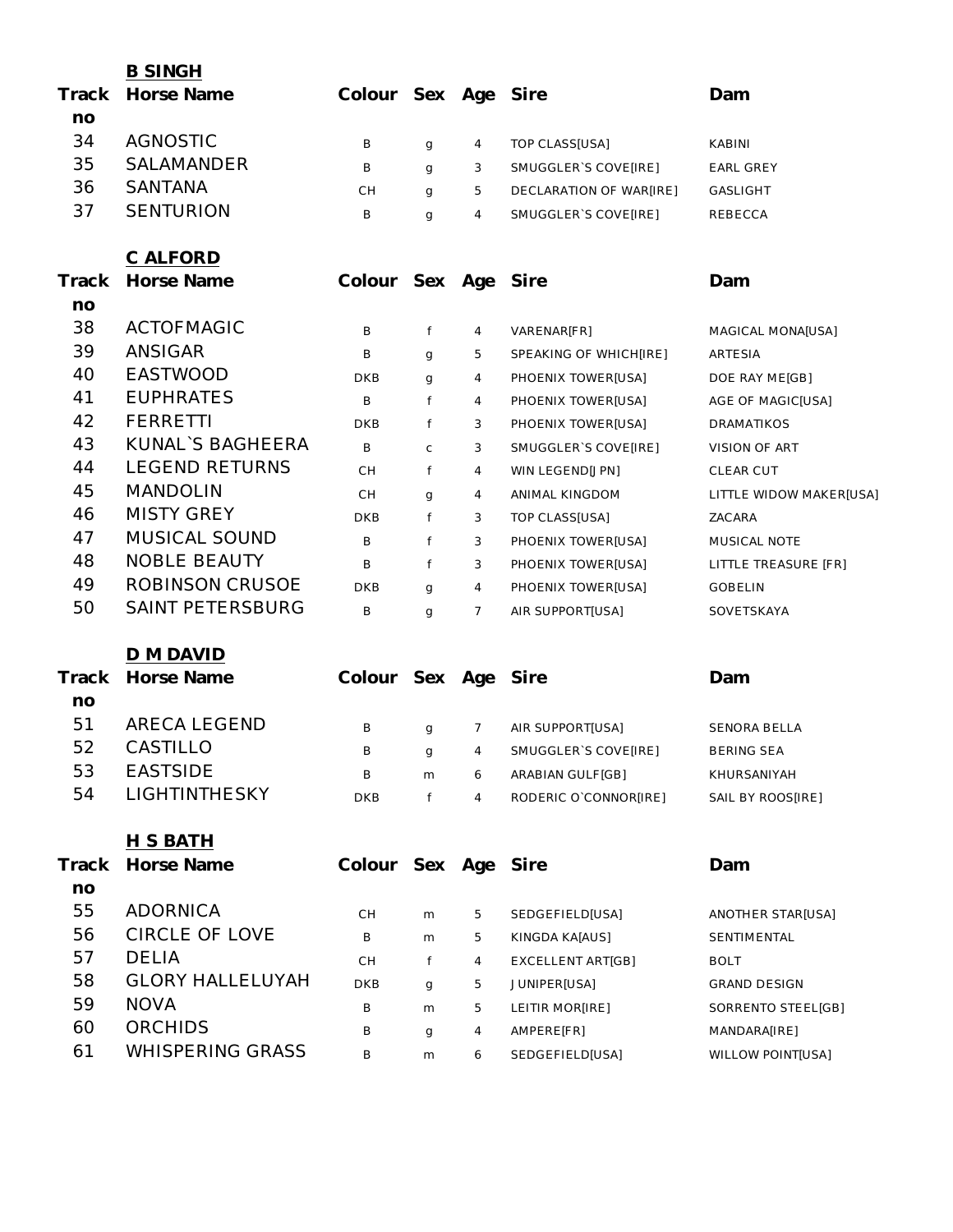**B SINGH**

| Track no | Horse Name | Colour | Sex | Age | Sire | Dam |
|---|---|---|---|---|---|---|
| 34 | AGNOSTIC | B | g | 4 | TOP CLASS[USA] | KABINI |
| 35 | SALAMANDER | B | g | 3 | SMUGGLER`S COVE[IRE] | EARL GREY |
| 36 | SANTANA | CH | g | 5 | DECLARATION OF WAR[IRE] | GASLIGHT |
| 37 | SENTURION | B | g | 4 | SMUGGLER`S COVE[IRE] | REBECCA |

**C ALFORD**

| Track no | Horse Name | Colour | Sex | Age | Sire | Dam |
|---|---|---|---|---|---|---|
| 38 | ACTOFMAGIC | B | f | 4 | VARENAR[FR] | MAGICAL MONA[USA] |
| 39 | ANSIGAR | B | g | 5 | SPEAKING OF WHICH[IRE] | ARTESIA |
| 40 | EASTWOOD | DKB | g | 4 | PHOENIX TOWER[USA] | DOE RAY ME[GB] |
| 41 | EUPHRATES | B | f | 4 | PHOENIX TOWER[USA] | AGE OF MAGIC[USA] |
| 42 | FERRETTI | DKB | f | 3 | PHOENIX TOWER[USA] | DRAMATIKOS |
| 43 | KUNAL`S BAGHEERA | B | c | 3 | SMUGGLER`S COVE[IRE] | VISION OF ART |
| 44 | LEGEND RETURNS | CH | f | 4 | WIN LEGEND[JPN] | CLEAR CUT |
| 45 | MANDOLIN | CH | g | 4 | ANIMAL KINGDOM | LITTLE WIDOW MAKER[USA] |
| 46 | MISTY GREY | DKB | f | 3 | TOP CLASS[USA] | ZACARA |
| 47 | MUSICAL SOUND | B | f | 3 | PHOENIX TOWER[USA] | MUSICAL NOTE |
| 48 | NOBLE BEAUTY | B | f | 3 | PHOENIX TOWER[USA] | LITTLE TREASURE [FR] |
| 49 | ROBINSON CRUSOE | DKB | g | 4 | PHOENIX TOWER[USA] | GOBELIN |
| 50 | SAINT PETERSBURG | B | g | 7 | AIR SUPPORT[USA] | SOVETSKAYA |

**D M DAVID**

| Track no | Horse Name | Colour | Sex | Age | Sire | Dam |
|---|---|---|---|---|---|---|
| 51 | ARECA LEGEND | B | g | 7 | AIR SUPPORT[USA] | SENORA BELLA |
| 52 | CASTILLO | B | g | 4 | SMUGGLER`S COVE[IRE] | BERING SEA |
| 53 | EASTSIDE | B | m | 6 | ARABIAN GULF[GB] | KHURSANIYAH |
| 54 | LIGHTINTHESKY | DKB | f | 4 | RODERIC O`CONNOR[IRE] | SAIL BY ROOS[IRE] |

**H S BATH**

| Track no | Horse Name | Colour | Sex | Age | Sire | Dam |
|---|---|---|---|---|---|---|
| 55 | ADORNICA | CH | m | 5 | SEDGEFIELD[USA] | ANOTHER STAR[USA] |
| 56 | CIRCLE OF LOVE | B | m | 5 | KINGDA KA[AUS] | SENTIMENTAL |
| 57 | DELIA | CH | f | 4 | EXCELLENT ART[GB] | BOLT |
| 58 | GLORY HALLELUYAH | DKB | g | 5 | JUNIPER[USA] | GRAND DESIGN |
| 59 | NOVA | B | m | 5 | LEITIR MOR[IRE] | SORRENTO STEEL[GB] |
| 60 | ORCHIDS | B | g | 4 | AMPERE[FR] | MANDARA[IRE] |
| 61 | WHISPERING GRASS | B | m | 6 | SEDGEFIELD[USA] | WILLOW POINT[USA] |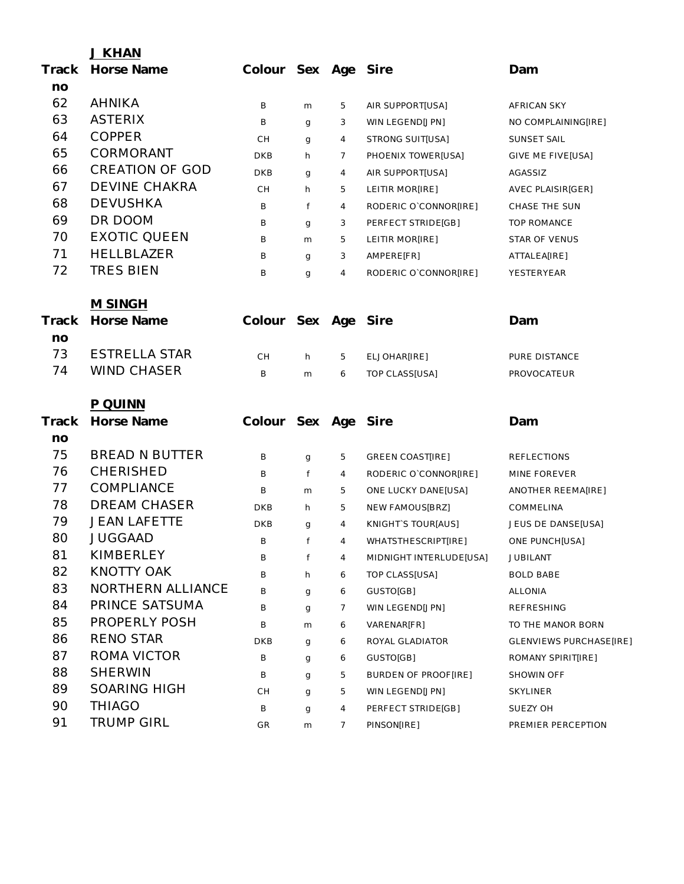**J KHAN**

| Track no | Horse Name | Colour | Sex | Age | Sire | Dam |
|---|---|---|---|---|---|---|
| 62 | AHNIKA | B | m | 5 | AIR SUPPORT[USA] | AFRICAN SKY |
| 63 | ASTERIX | B | g | 3 | WIN LEGEND[JPN] | NO COMPLAINING[IRE] |
| 64 | COPPER | CH | g | 4 | STRONG SUIT[USA] | SUNSET SAIL |
| 65 | CORMORANT | DKB | h | 7 | PHOENIX TOWER[USA] | GIVE ME FIVE[USA] |
| 66 | CREATION OF GOD | DKB | g | 4 | AIR SUPPORT[USA] | AGASSIZ |
| 67 | DEVINE CHAKRA | CH | h | 5 | LEITIR MOR[IRE] | AVEC PLAISIR[GER] |
| 68 | DEVUSHKA | B | f | 4 | RODERIC O`CONNOR[IRE] | CHASE THE SUN |
| 69 | DR DOOM | B | g | 3 | PERFECT STRIDE[GB] | TOP ROMANCE |
| 70 | EXOTIC QUEEN | B | m | 5 | LEITIR MOR[IRE] | STAR OF VENUS |
| 71 | HELLBLAZER | B | g | 3 | AMPERE[FR] | ATTALEA[IRE] |
| 72 | TRES BIEN | B | g | 4 | RODERIC O`CONNOR[IRE] | YESTERYEAR |

**M SINGH**

| Track no | Horse Name | Colour | Sex | Age | Sire | Dam |
|---|---|---|---|---|---|---|
| 73 | ESTRELLA STAR | CH | h | 5 | ELJOHAR[IRE] | PURE DISTANCE |
| 74 | WIND CHASER | B | m | 6 | TOP CLASS[USA] | PROVOCATEUR |

**P QUINN**

| Track no | Horse Name | Colour | Sex | Age | Sire | Dam |
|---|---|---|---|---|---|---|
| 75 | BREAD N BUTTER | B | g | 5 | GREEN COAST[IRE] | REFLECTIONS |
| 76 | CHERISHED | B | f | 4 | RODERIC O`CONNOR[IRE] | MINE FOREVER |
| 77 | COMPLIANCE | B | m | 5 | ONE LUCKY DANE[USA] | ANOTHER REEMA[IRE] |
| 78 | DREAM CHASER | DKB | h | 5 | NEW FAMOUS[BRZ] | COMMELINA |
| 79 | JEAN LAFETTE | DKB | g | 4 | KNIGHT`S TOUR[AUS] | JEUS DE DANSE[USA] |
| 80 | JUGGAAD | B | f | 4 | WHATSTHESCRIPT[IRE] | ONE PUNCH[USA] |
| 81 | KIMBERLEY | B | f | 4 | MIDNIGHT INTERLUDE[USA] | JUBILANT |
| 82 | KNOTTY OAK | B | h | 6 | TOP CLASS[USA] | BOLD BABE |
| 83 | NORTHERN ALLIANCE | B | g | 6 | GUSTO[GB] | ALLONIA |
| 84 | PRINCE SATSUMA | B | g | 7 | WIN LEGEND[JPN] | REFRESHING |
| 85 | PROPERLY POSH | B | m | 6 | VARENAR[FR] | TO THE MANOR BORN |
| 86 | RENO STAR | DKB | g | 6 | ROYAL GLADIATOR | GLENVIEWS PURCHASE[IRE] |
| 87 | ROMA VICTOR | B | g | 6 | GUSTO[GB] | ROMANY SPIRIT[IRE] |
| 88 | SHERWIN | B | g | 5 | BURDEN OF PROOF[IRE] | SHOWIN OFF |
| 89 | SOARING HIGH | CH | g | 5 | WIN LEGEND[JPN] | SKYLINER |
| 90 | THIAGO | B | g | 4 | PERFECT STRIDE[GB] | SUEZY OH |
| 91 | TRUMP GIRL | GR | m | 7 | PINSON[IRE] | PREMIER PERCEPTION |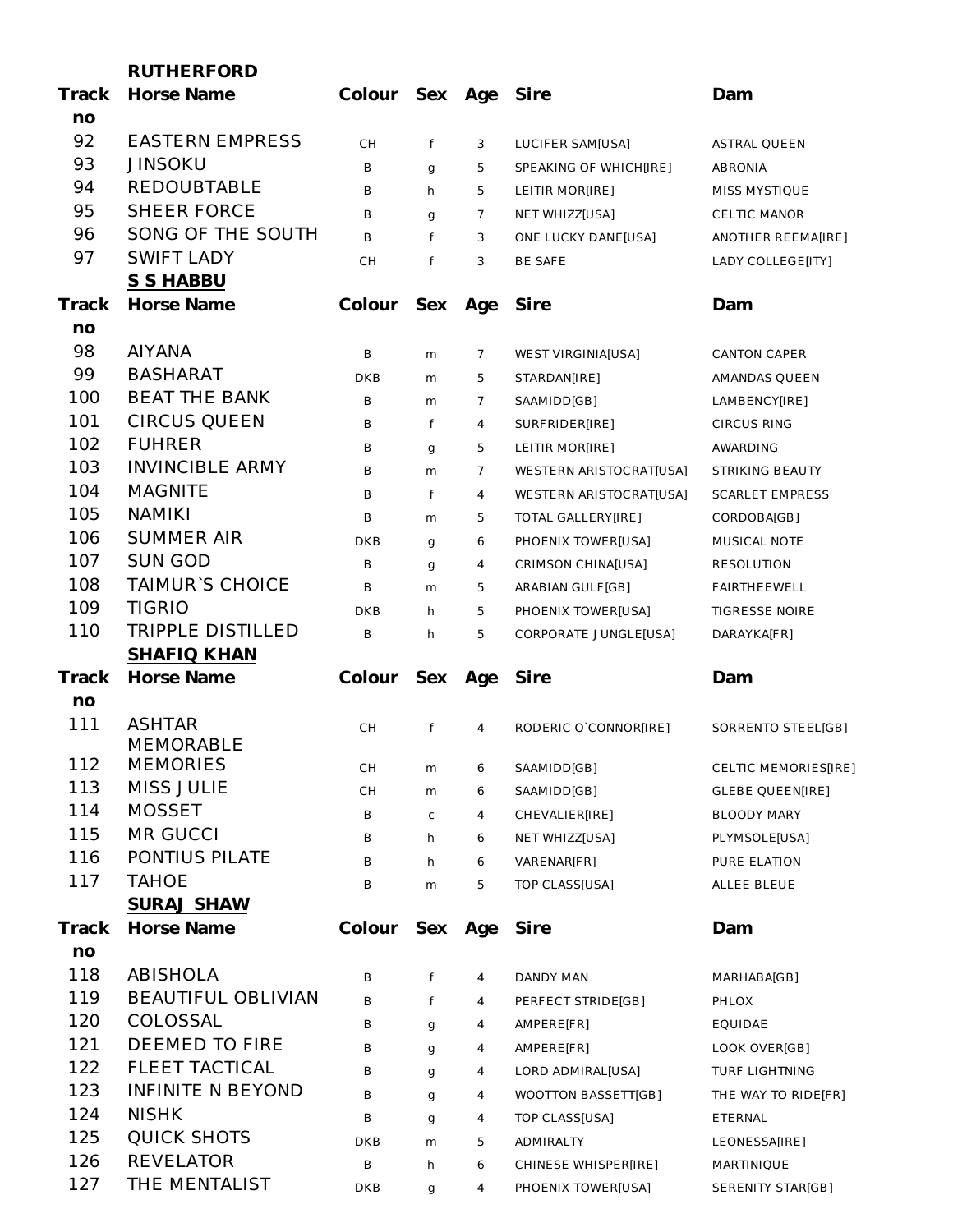**RUTHERFORD**

| Track no | Horse Name | Colour | Sex | Age | Sire | Dam |
|---|---|---|---|---|---|---|
| 92 | EASTERN EMPRESS | CH | f | 3 | LUCIFER SAM[USA] | ASTRAL QUEEN |
| 93 | JINSOKU | B | g | 5 | SPEAKING OF WHICH[IRE] | ABRONIA |
| 94 | REDOUBTABLE | B | h | 5 | LEITIR MOR[IRE] | MISS MYSTIQUE |
| 95 | SHEER FORCE | B | g | 7 | NET WHIZZ[USA] | CELTIC MANOR |
| 96 | SONG OF THE SOUTH | B | f | 3 | ONE LUCKY DANE[USA] | ANOTHER REEMA[IRE] |
| 97 | SWIFT LADY | CH | f | 3 | BE SAFE | LADY COLLEGE[ITY] |

**S S HABBU**

| Track no | Horse Name | Colour | Sex | Age | Sire | Dam |
|---|---|---|---|---|---|---|
| 98 | AIYANA | B | m | 7 | WEST VIRGINIA[USA] | CANTON CAPER |
| 99 | BASHARAT | DKB | m | 5 | STARDAN[IRE] | AMANDAS QUEEN |
| 100 | BEAT THE BANK | B | m | 7 | SAAMIDD[GB] | LAMBENCY[IRE] |
| 101 | CIRCUS QUEEN | B | f | 4 | SURFRIDER[IRE] | CIRCUS RING |
| 102 | FUHRER | B | g | 5 | LEITIR MOR[IRE] | AWARDING |
| 103 | INVINCIBLE ARMY | B | m | 7 | WESTERN ARISTOCRAT[USA] | STRIKING BEAUTY |
| 104 | MAGNITE | B | f | 4 | WESTERN ARISTOCRAT[USA] | SCARLET EMPRESS |
| 105 | NAMIKI | B | m | 5 | TOTAL GALLERY[IRE] | CORDOBA[GB] |
| 106 | SUMMER AIR | DKB | g | 6 | PHOENIX TOWER[USA] | MUSICAL NOTE |
| 107 | SUN GOD | B | g | 4 | CRIMSON CHINA[USA] | RESOLUTION |
| 108 | TAIMUR`S CHOICE | B | m | 5 | ARABIAN GULF[GB] | FAIRTHEEWELL |
| 109 | TIGRIO | DKB | h | 5 | PHOENIX TOWER[USA] | TIGRESSE NOIRE |
| 110 | TRIPPLE DISTILLED | B | h | 5 | CORPORATE JUNGLE[USA] | DARAYKA[FR] |

**SHAFIQ KHAN**

| Track no | Horse Name | Colour | Sex | Age | Sire | Dam |
|---|---|---|---|---|---|---|
| 111 | ASHTAR | CH | f | 4 | RODERIC O`CONNOR[IRE] | SORRENTO STEEL[GB] |
| 112 | MEMORABLE MEMORIES | CH | m | 6 | SAAMIDD[GB] | CELTIC MEMORIES[IRE] |
| 113 | MISS JULIE | CH | m | 6 | SAAMIDD[GB] | GLEBE QUEEN[IRE] |
| 114 | MOSSET | B | c | 4 | CHEVALIER[IRE] | BLOODY MARY |
| 115 | MR GUCCI | B | h | 6 | NET WHIZZ[USA] | PLYMSOLE[USA] |
| 116 | PONTIUS PILATE | B | h | 6 | VARENAR[FR] | PURE ELATION |
| 117 | TAHOE | B | m | 5 | TOP CLASS[USA] | ALLEE BLEUE |

**SURAJ SHAW**

| Track no | Horse Name | Colour | Sex | Age | Sire | Dam |
|---|---|---|---|---|---|---|
| 118 | ABISHOLA | B | f | 4 | DANDY MAN | MARHABA[GB] |
| 119 | BEAUTIFUL OBLIVIAN | B | f | 4 | PERFECT STRIDE[GB] | PHLOX |
| 120 | COLOSSAL | B | g | 4 | AMPERE[FR] | EQUIDAE |
| 121 | DEEMED TO FIRE | B | g | 4 | AMPERE[FR] | LOOK OVER[GB] |
| 122 | FLEET TACTICAL | B | g | 4 | LORD ADMIRAL[USA] | TURF LIGHTNING |
| 123 | INFINITE N BEYOND | B | g | 4 | WOOTTON BASSETT[GB] | THE WAY TO RIDE[FR] |
| 124 | NISHK | B | g | 4 | TOP CLASS[USA] | ETERNAL |
| 125 | QUICK SHOTS | DKB | m | 5 | ADMIRALTY | LEONESSA[IRE] |
| 126 | REVELATOR | B | h | 6 | CHINESE WHISPER[IRE] | MARTINIQUE |
| 127 | THE MENTALIST | DKB | g | 4 | PHOENIX TOWER[USA] | SERENITY STAR[GB] |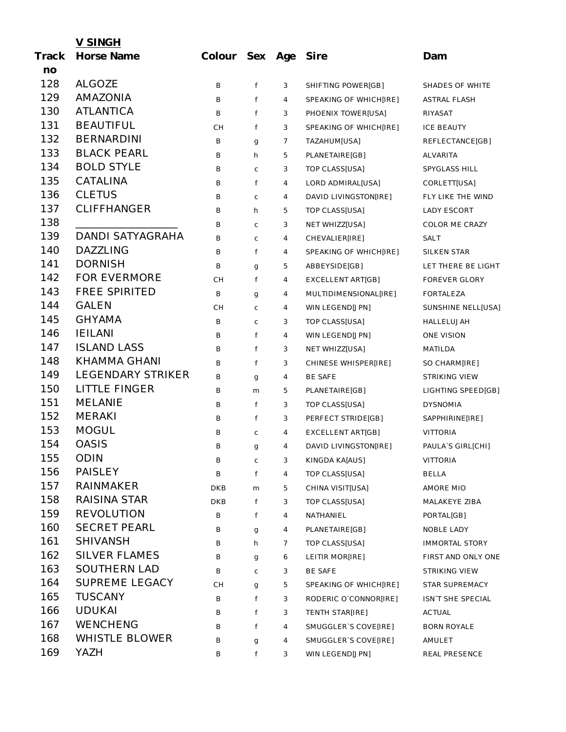**V SINGH**

| Track no | Horse Name | Colour | Sex | Age | Sire | Dam |
|---|---|---|---|---|---|---|
| 128 | ALGOZE | B | f | 3 | SHIFTING POWER[GB] | SHADES OF WHITE |
| 129 | AMAZONIA | B | f | 4 | SPEAKING OF WHICH[IRE] | ASTRAL FLASH |
| 130 | ATLANTICA | B | f | 3 | PHOENIX TOWER[USA] | RIYASAT |
| 131 | BEAUTIFUL | CH | f | 3 | SPEAKING OF WHICH[IRE] | ICE BEAUTY |
| 132 | BERNARDINI | B | g | 7 | TAZAHUM[USA] | REFLECTANCE[GB] |
| 133 | BLACK PEARL | B | h | 5 | PLANETAIRE[GB] | ALVARITA |
| 134 | BOLD STYLE | B | c | 3 | TOP CLASS[USA] | SPYGLASS HILL |
| 135 | CATALINA | B | f | 4 | LORD ADMIRAL[USA] | CORLETT[USA] |
| 136 | CLETUS | B | c | 4 | DAVID LIVINGSTON[IRE] | FLY LIKE THE WIND |
| 137 | CLIFFHANGER | B | h | 5 | TOP CLASS[USA] | LADY ESCORT |
| 138 | ___________________ | B | c | 3 | NET WHIZZ[USA] | COLOR ME CRAZY |
| 139 | DANDI SATYAGRAHA | B | c | 4 | CHEVALIER[IRE] | SALT |
| 140 | DAZZLING | B | f | 4 | SPEAKING OF WHICH[IRE] | SILKEN STAR |
| 141 | DORNISH | B | g | 5 | ABBEYSIDE[GB] | LET THERE BE LIGHT |
| 142 | FOR EVERMORE | CH | f | 4 | EXCELLENT ART[GB] | FOREVER GLORY |
| 143 | FREE SPIRITED | B | g | 4 | MULTIDIMENSIONAL[IRE] | FORTALEZA |
| 144 | GALEN | CH | c | 4 | WIN LEGEND[JPN] | SUNSHINE NELL[USA] |
| 145 | GHYAMA | B | c | 3 | TOP CLASS[USA] | HALLELUJAH |
| 146 | IEILANI | B | f | 4 | WIN LEGEND[JPN] | ONE VISION |
| 147 | ISLAND LASS | B | f | 3 | NET WHIZZ[USA] | MATILDA |
| 148 | KHAMMA GHANI | B | f | 3 | CHINESE WHISPER[IRE] | SO CHARM[IRE] |
| 149 | LEGENDARY STRIKER | B | g | 4 | BE SAFE | STRIKING VIEW |
| 150 | LITTLE FINGER | B | m | 5 | PLANETAIRE[GB] | LIGHTING SPEED[GB] |
| 151 | MELANIE | B | f | 3 | TOP CLASS[USA] | DYSNOMIA |
| 152 | MERAKI | B | f | 3 | PERFECT STRIDE[GB] | SAPPHIRINE[IRE] |
| 153 | MOGUL | B | c | 4 | EXCELLENT ART[GB] | VITTORIA |
| 154 | OASIS | B | g | 4 | DAVID LIVINGSTON[IRE] | PAULA`S GIRL[CHI] |
| 155 | ODIN | B | c | 3 | KINGDA KA[AUS] | VITTORIA |
| 156 | PAISLEY | B | f | 4 | TOP CLASS[USA] | BELLA |
| 157 | RAINMAKER | DKB | m | 5 | CHINA VISIT[USA] | AMORE MIO |
| 158 | RAISINA STAR | DKB | f | 3 | TOP CLASS[USA] | MALAKEYE ZIBA |
| 159 | REVOLUTION | B | f | 4 | NATHANIEL | PORTAL[GB] |
| 160 | SECRET PEARL | B | g | 4 | PLANETAIRE[GB] | NOBLE LADY |
| 161 | SHIVANSH | B | h | 7 | TOP CLASS[USA] | IMMORTAL STORY |
| 162 | SILVER FLAMES | B | g | 6 | LEITIR MOR[IRE] | FIRST AND ONLY ONE |
| 163 | SOUTHERN LAD | B | c | 3 | BE SAFE | STRIKING VIEW |
| 164 | SUPREME LEGACY | CH | g | 5 | SPEAKING OF WHICH[IRE] | STAR SUPREMACY |
| 165 | TUSCANY | B | f | 3 | RODERIC O`CONNOR[IRE] | ISN`T SHE SPECIAL |
| 166 | UDUKAI | B | f | 3 | TENTH STAR[IRE] | ACTUAL |
| 167 | WENCHENG | B | f | 4 | SMUGGLER`S COVE[IRE] | BORN ROYALE |
| 168 | WHISTLE BLOWER | B | g | 4 | SMUGGLER`S COVE[IRE] | AMULET |
| 169 | YAZH | B | f | 3 | WIN LEGEND[JPN] | REAL PRESENCE |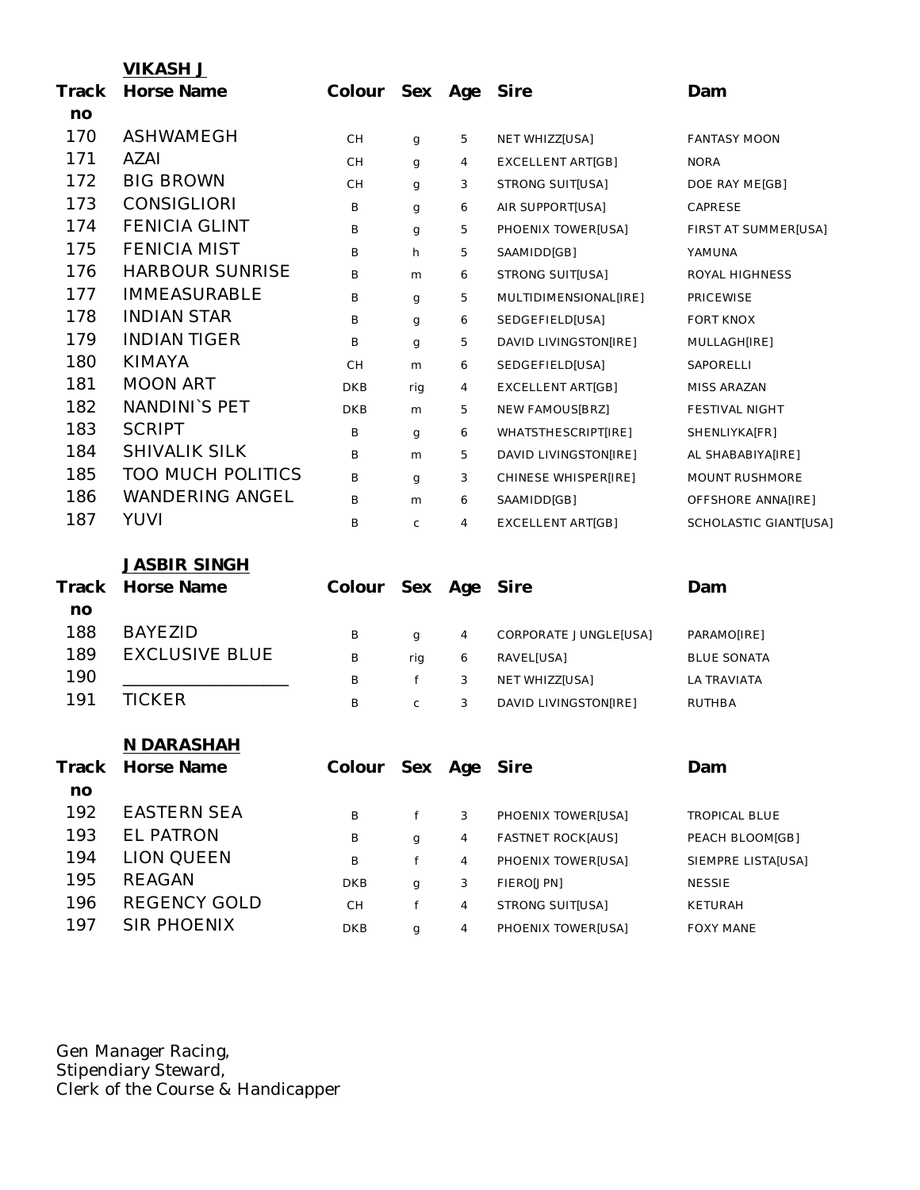**VIKASH J**

| Track no | Horse Name | Colour | Sex | Age | Sire | Dam |
|---|---|---|---|---|---|---|
| 170 | ASHWAMEGH | CH | g | 5 | NET WHIZZ[USA] | FANTASY MOON |
| 171 | AZAI | CH | g | 4 | EXCELLENT ART[GB] | NORA |
| 172 | BIG BROWN | CH | g | 3 | STRONG SUIT[USA] | DOE RAY ME[GB] |
| 173 | CONSIGLIORI | B | g | 6 | AIR SUPPORT[USA] | CAPRESE |
| 174 | FENICIA GLINT | B | g | 5 | PHOENIX TOWER[USA] | FIRST AT SUMMER[USA] |
| 175 | FENICIA MIST | B | h | 5 | SAAMIDD[GB] | YAMUNA |
| 176 | HARBOUR SUNRISE | B | m | 6 | STRONG SUIT[USA] | ROYAL HIGHNESS |
| 177 | IMMEASURABLE | B | g | 5 | MULTIDIMENSIONAL[IRE] | PRICEWISE |
| 178 | INDIAN STAR | B | g | 6 | SEDGEFIELD[USA] | FORT KNOX |
| 179 | INDIAN TIGER | B | g | 5 | DAVID LIVINGSTON[IRE] | MULLAGH[IRE] |
| 180 | KIMAYA | CH | m | 6 | SEDGEFIELD[USA] | SAPORELLI |
| 181 | MOON ART | DKB | rig | 4 | EXCELLENT ART[GB] | MISS ARAZAN |
| 182 | NANDINI`S PET | DKB | m | 5 | NEW FAMOUS[BRZ] | FESTIVAL NIGHT |
| 183 | SCRIPT | B | g | 6 | WHATSTHESCRIPT[IRE] | SHENLIYKA[FR] |
| 184 | SHIVALIK SILK | B | m | 5 | DAVID LIVINGSTON[IRE] | AL SHABABIYA[IRE] |
| 185 | TOO MUCH POLITICS | B | g | 3 | CHINESE WHISPER[IRE] | MOUNT RUSHMORE |
| 186 | WANDERING ANGEL | B | m | 6 | SAAMIDD[GB] | OFFSHORE ANNA[IRE] |
| 187 | YUVI | B | c | 4 | EXCELLENT ART[GB] | SCHOLASTIC GIANT[USA] |

**JASBIR SINGH**

| Track no | Horse Name | Colour | Sex | Age | Sire | Dam |
|---|---|---|---|---|---|---|
| 188 | BAYEZID | B | g | 4 | CORPORATE JUNGLE[USA] | PARAMO[IRE] |
| 189 | EXCLUSIVE BLUE | B | rig | 6 | RAVEL[USA] | BLUE SONATA |
| 190 | ___________________ | B | f | 3 | NET WHIZZ[USA] | LA TRAVIATA |
| 191 | TICKER | B | c | 3 | DAVID LIVINGSTON[IRE] | RUTHBA |

**N DARASHAH**

| Track no | Horse Name | Colour | Sex | Age | Sire | Dam |
|---|---|---|---|---|---|---|
| 192 | EASTERN SEA | B | f | 3 | PHOENIX TOWER[USA] | TROPICAL BLUE |
| 193 | EL PATRON | B | g | 4 | FASTNET ROCK[AUS] | PEACH BLOOM[GB] |
| 194 | LION QUEEN | B | f | 4 | PHOENIX TOWER[USA] | SIEMPRE LISTA[USA] |
| 195 | REAGAN | DKB | g | 3 | FIERO[JPN] | NESSIE |
| 196 | REGENCY GOLD | CH | f | 4 | STRONG SUIT[USA] | KETURAH |
| 197 | SIR PHOENIX | DKB | g | 4 | PHOENIX TOWER[USA] | FOXY MANE |

Gen Manager Racing,
Stipendiary Steward,
Clerk of the Course & Handicapper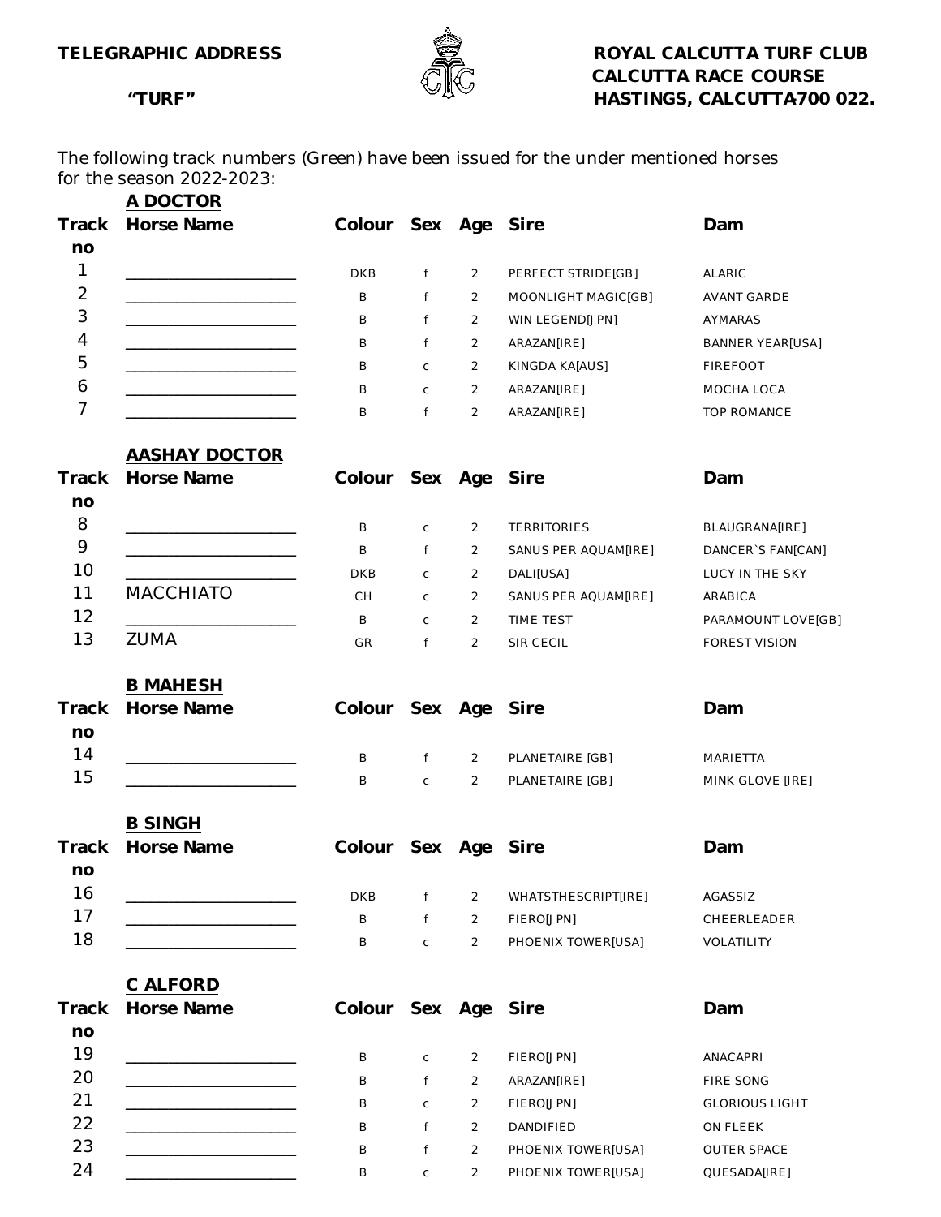**TELEGRAPHIC ADDRESS**

**"TURF"**

**ROYAL CALCUTTA TURF CLUB**
**CALCUTTA RACE COURSE**
**HASTINGS, CALCUTTA700 022.**

The following track numbers (Green) have been issued for the under mentioned horses for the season 2022-2023:

### A DOCTOR

| Track no | Horse Name | Colour | Sex | Age | Sire | Dam |
|---|---|---|---|---|---|---|
| 1 | ____________________ | DKB | f | 2 | PERFECT STRIDE[GB] | ALARIC |
| 2 | ____________________ | B | f | 2 | MOONLIGHT MAGIC[GB] | AVANT GARDE |
| 3 | ____________________ | B | f | 2 | WIN LEGEND[J PN] | AYMARAS |
| 4 | ____________________ | B | f | 2 | ARAZAN[IRE] | BANNER YEAR[USA] |
| 5 | ____________________ | B | c | 2 | KINGDA KA[AUS] | FIREFOOT |
| 6 | ____________________ | B | c | 2 | ARAZAN[IRE] | MOCHA LOCA |
| 7 | ____________________ | B | f | 2 | ARAZAN[IRE] | TOP ROMANCE |

### AASHAY DOCTOR

| Track no | Horse Name | Colour | Sex | Age | Sire | Dam |
|---|---|---|---|---|---|---|
| 8 | ____________________ | B | c | 2 | TERRITORIES | BLAUGRANA[IRE] |
| 9 | ____________________ | B | f | 2 | SANUS PER AQUAM[IRE] | DANCER`S FAN[CAN] |
| 10 | ____________________ | DKB | c | 2 | DALI[USA] | LUCY IN THE SKY |
| 11 | MACCHIATO | CH | c | 2 | SANUS PER AQUAM[IRE] | ARABICA |
| 12 | ____________________ | B | c | 2 | TIME TEST | PARAMOUNT LOVE[GB] |
| 13 | ZUMA | GR | f | 2 | SIR CECIL | FOREST VISION |

### B MAHESH

| Track no | Horse Name | Colour | Sex | Age | Sire | Dam |
|---|---|---|---|---|---|---|
| 14 | ____________________ | B | f | 2 | PLANETAIRE [GB] | MARIETTA |
| 15 | ____________________ | B | c | 2 | PLANETAIRE [GB] | MINK GLOVE [IRE] |

### B SINGH

| Track no | Horse Name | Colour | Sex | Age | Sire | Dam |
|---|---|---|---|---|---|---|
| 16 | ____________________ | DKB | f | 2 | WHATSTHESCRIPT[IRE] | AGASSIZ |
| 17 | ____________________ | B | f | 2 | FIERO[J PN] | CHEERLEADER |
| 18 | ____________________ | B | c | 2 | PHOENIX TOWER[USA] | VOLATILITY |

### C ALFORD

| Track no | Horse Name | Colour | Sex | Age | Sire | Dam |
|---|---|---|---|---|---|---|
| 19 | ____________________ | B | c | 2 | FIERO[J PN] | ANACAPRI |
| 20 | ____________________ | B | f | 2 | ARAZAN[IRE] | FIRE SONG |
| 21 | ____________________ | B | c | 2 | FIERO[J PN] | GLORIOUS LIGHT |
| 22 | ____________________ | B | f | 2 | DANDIFIED | ON FLEEK |
| 23 | ____________________ | B | f | 2 | PHOENIX TOWER[USA] | OUTER SPACE |
| 24 | ____________________ | B | c | 2 | PHOENIX TOWER[USA] | QUESADA[IRE] |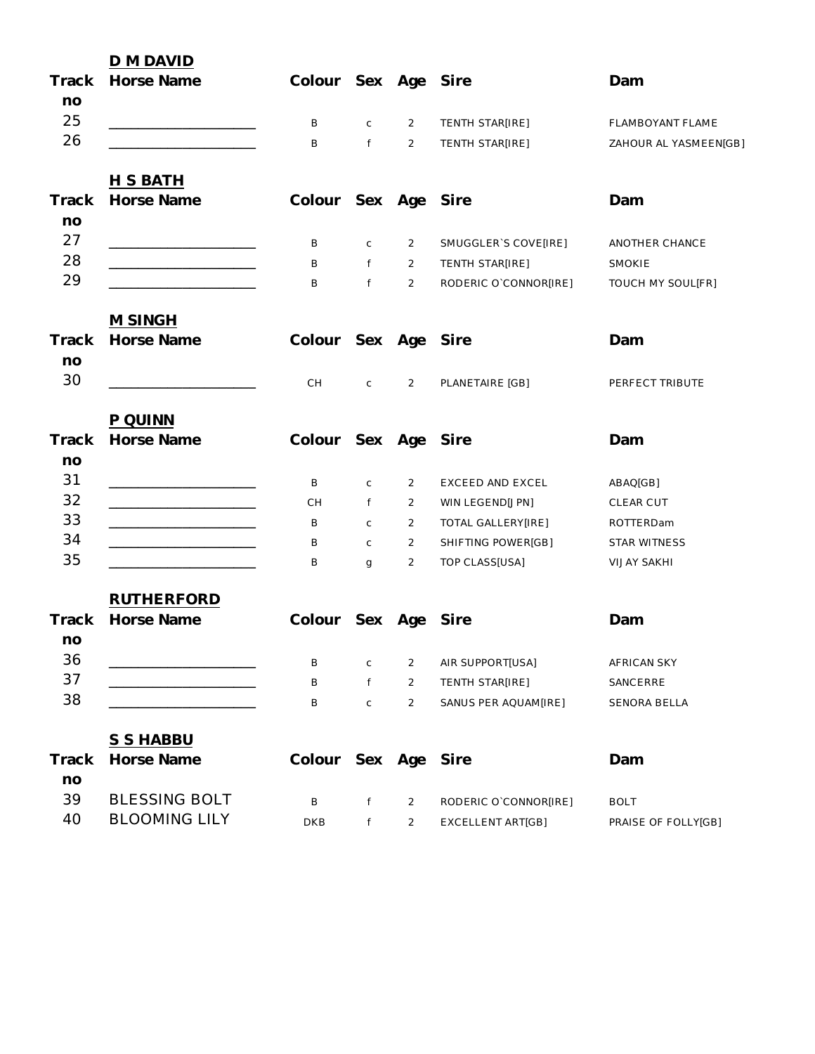**D M DAVID**

| Track no | Horse Name | Colour | Sex | Age | Sire | Dam |
|---|---|---|---|---|---|---|
| 25 | ____________________ | B | c | 2 | TENTH STAR[IRE] | FLAMBOYANT FLAME |
| 26 | ____________________ | B | f | 2 | TENTH STAR[IRE] | ZAHOUR AL YASMEEN[GB] |

**H S BATH**

| Track no | Horse Name | Colour | Sex | Age | Sire | Dam |
|---|---|---|---|---|---|---|
| 27 | ____________________ | B | c | 2 | SMUGGLER`S COVE[IRE] | ANOTHER CHANCE |
| 28 | ____________________ | B | f | 2 | TENTH STAR[IRE] | SMOKIE |
| 29 | ____________________ | B | f | 2 | RODERIC O`CONNOR[IRE] | TOUCH MY SOUL[FR] |

**M SINGH**

| Track no | Horse Name | Colour | Sex | Age | Sire | Dam |
|---|---|---|---|---|---|---|
| 30 | ____________________ | CH | c | 2 | PLANETAIRE [GB] | PERFECT TRIBUTE |

**P QUINN**

| Track no | Horse Name | Colour | Sex | Age | Sire | Dam |
|---|---|---|---|---|---|---|
| 31 | ____________________ | B | c | 2 | EXCEED AND EXCEL | ABAQ[GB] |
| 32 | ____________________ | CH | f | 2 | WIN LEGEND[JPN] | CLEAR CUT |
| 33 | ____________________ | B | c | 2 | TOTAL GALLERY[IRE] | ROTTERDam |
| 34 | ____________________ | B | c | 2 | SHIFTING POWER[GB] | STAR WITNESS |
| 35 | ____________________ | B | g | 2 | TOP CLASS[USA] | VIJAY SAKHI |

**RUTHERFORD**

| Track no | Horse Name | Colour | Sex | Age | Sire | Dam |
|---|---|---|---|---|---|---|
| 36 | ____________________ | B | c | 2 | AIR SUPPORT[USA] | AFRICAN SKY |
| 37 | ____________________ | B | f | 2 | TENTH STAR[IRE] | SANCERRE |
| 38 | ____________________ | B | c | 2 | SANUS PER AQUAM[IRE] | SENORA BELLA |

**S S HABBU**

| Track no | Horse Name | Colour | Sex | Age | Sire | Dam |
|---|---|---|---|---|---|---|
| 39 | BLESSING BOLT | B | f | 2 | RODERIC O`CONNOR[IRE] | BOLT |
| 40 | BLOOMING LILY | DKB | f | 2 | EXCELLENT ART[GB] | PRAISE OF FOLLY[GB] |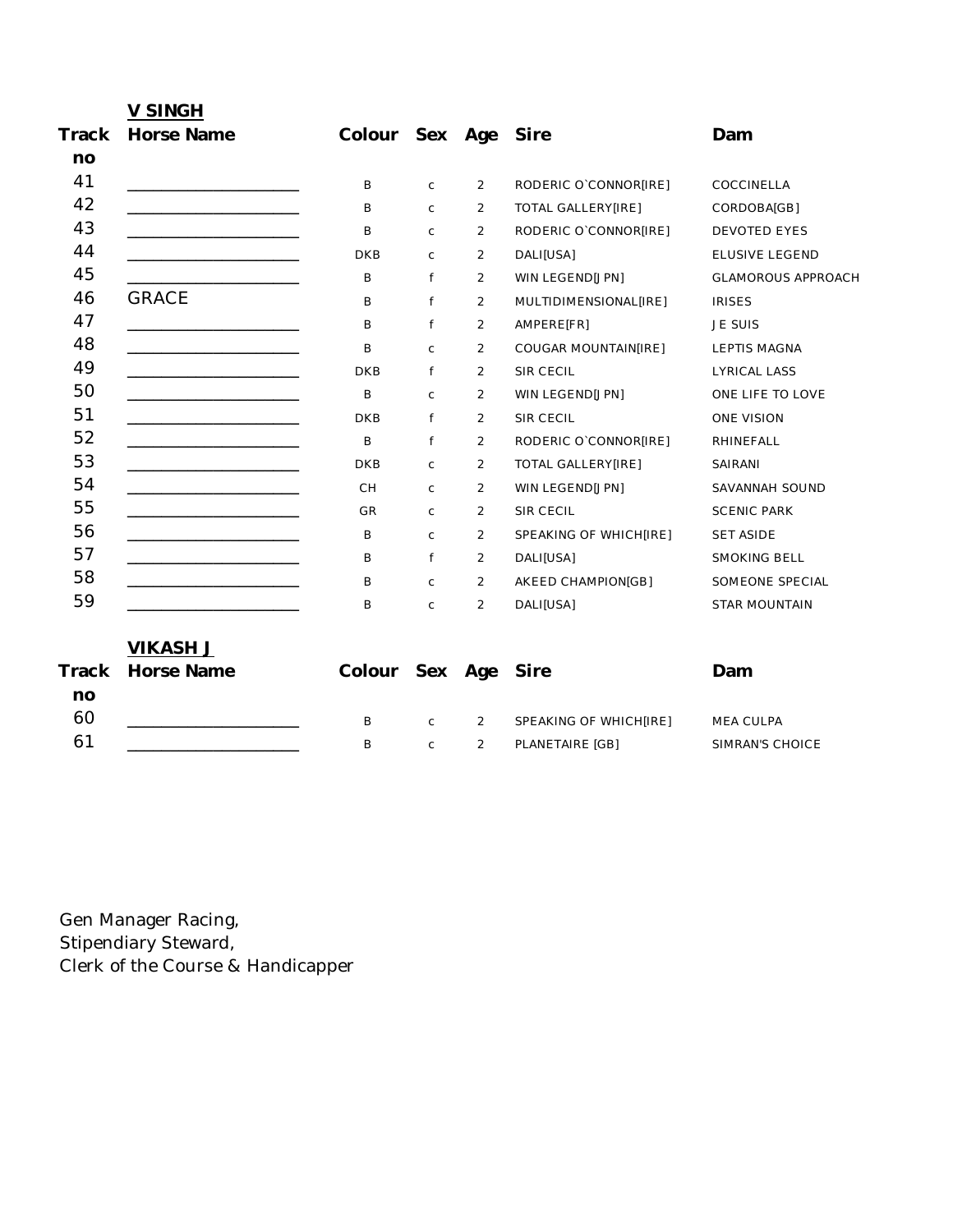**V SINGH**

| Track no | Horse Name | Colour | Sex | Age | Sire | Dam |
|---|---|---|---|---|---|---|
| 41 | ____________________ | B | c | 2 | RODERIC O`CONNOR[IRE] | COCCINELLA |
| 42 | ____________________ | B | c | 2 | TOTAL GALLERY[IRE] | CORDOBA[GB] |
| 43 | ____________________ | B | c | 2 | RODERIC O`CONNOR[IRE] | DEVOTED EYES |
| 44 | ____________________ | DKB | c | 2 | DALI[USA] | ELUSIVE LEGEND |
| 45 | ____________________ | B | f | 2 | WIN LEGEND[JPN] | GLAMOROUS APPROACH |
| 46 | GRACE | B | f | 2 | MULTIDIMENSIONAL[IRE] | IRISES |
| 47 | ____________________ | B | f | 2 | AMPERE[FR] | JE SUIS |
| 48 | ____________________ | B | c | 2 | COUGAR MOUNTAIN[IRE] | LEPTIS MAGNA |
| 49 | ____________________ | DKB | f | 2 | SIR CECIL | LYRICAL LASS |
| 50 | ____________________ | B | c | 2 | WIN LEGEND[JPN] | ONE LIFE TO LOVE |
| 51 | ____________________ | DKB | f | 2 | SIR CECIL | ONE VISION |
| 52 | ____________________ | B | f | 2 | RODERIC O`CONNOR[IRE] | RHINEFALL |
| 53 | ____________________ | DKB | c | 2 | TOTAL GALLERY[IRE] | SAIRANI |
| 54 | ____________________ | CH | c | 2 | WIN LEGEND[JPN] | SAVANNAH SOUND |
| 55 | ____________________ | GR | c | 2 | SIR CECIL | SCENIC PARK |
| 56 | ____________________ | B | c | 2 | SPEAKING OF WHICH[IRE] | SET ASIDE |
| 57 | ____________________ | B | f | 2 | DALI[USA] | SMOKING BELL |
| 58 | ____________________ | B | c | 2 | AKEED CHAMPION[GB] | SOMEONE SPECIAL |
| 59 | ____________________ | B | c | 2 | DALI[USA] | STAR MOUNTAIN |

**VIKASH J**

| Track no | Horse Name | Colour | Sex | Age | Sire | Dam |
|---|---|---|---|---|---|---|
| 60 | ____________________ | B | c | 2 | SPEAKING OF WHICH[IRE] | MEA CULPA |
| 61 | ____________________ | B | c | 2 | PLANETAIRE [GB] | SIMRAN'S CHOICE |

Gen Manager Racing,
Stipendiary Steward,
Clerk of the Course & Handicapper